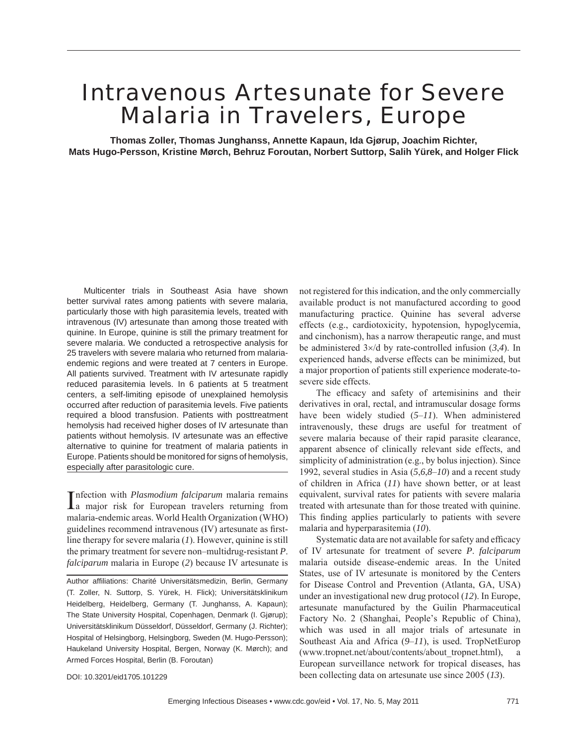# Intravenous Artesunate for Severe Malaria in Travelers, Europe

**Thomas Zoller, Thomas Junghanss, Annette Kapaun, Ida Gjørup, Joachim Richter, Mats Hugo-Persson, Kristine Mørch, Behruz Foroutan, Norbert Suttorp, Salih Yürek, and Holger Flick**

Multicenter trials in Southeast Asia have shown better survival rates among patients with severe malaria, particularly those with high parasitemia levels, treated with intravenous (IV) artesunate than among those treated with quinine. In Europe, quinine is still the primary treatment for severe malaria. We conducted a retrospective analysis for 25 travelers with severe malaria who returned from malaria-endemic regions and were treated at 7 centers in Europe. All patients survived. Treatment with IV artesunate rapidly reduced parasitemia levels. In 6 patients at 5 treatment centers, a self-limiting episode of unexplained hemolysis occurred after reduction of parasitemia levels. Five patients required a blood transfusion. Patients with posttreatment hemolysis had received higher doses of IV artesunate than patients without hemolysis. IV artesunate was an effective alternative to quinine for treatment of malaria patients in Europe. Patients should be monitored for signs of hemolysis, especially after parasitologic cure.

Infection with *Plasmodium falciparum* malaria remains a major risk for European travelers returning from malaria-endemic areas. World Health Organization (WHO) guidelines recommend intravenous (IV) artesunate as first-line therapy for severe malaria (*1*). However, quinine is still the primary treatment for severe non–multidrug-resistant *P. falciparum* malaria in Europe (*2*) because IV artesunate is not registered for this indication, and the only commercially available product is not manufactured according to good manufacturing practice. Quinine has several adverse effects (e.g., cardiotoxicity, hypotension, hypoglycemia, and cinchonism), has a narrow therapeutic range, and must be administered 3×/d by rate-controlled infusion (*3*,*4*). In experienced hands, adverse effects can be minimized, but a major proportion of patients still experience moderate-to-severe side effects.

The efficacy and safety of artemisinins and their derivatives in oral, rectal, and intramuscular dosage forms have been widely studied (*5*–*11*). When administered intravenously, these drugs are useful for treatment of severe malaria because of their rapid parasite clearance, apparent absence of clinically relevant side effects, and simplicity of administration (e.g., by bolus injection). Since 1992, several studies in Asia (*5*,*6*,*8*–*10*) and a recent study of children in Africa (*11*) have shown better, or at least equivalent, survival rates for patients with severe malaria treated with artesunate than for those treated with quinine. This finding applies particularly to patients with severe malaria and hyperparasitemia (*10*).

Systematic data are not available for safety and efficacy of IV artesunate for treatment of severe *P. falciparum* malaria outside disease-endemic areas. In the United States, use of IV artesunate is monitored by the Centers for Disease Control and Prevention (Atlanta, GA, USA) under an investigational new drug protocol (*12*). In Europe, artesunate manufactured by the Guilin Pharmaceutical Factory No. 2 (Shanghai, People's Republic of China), which was used in all major trials of artesunate in Southeast Aia and Africa (*9*–*11*), is used. TropNetEurop (www.tropnet.net/about/contents/about_tropnet.html), a European surveillance network for tropical diseases, has been collecting data on artesunate use since 2005 (*13*).

Author affiliations: Charité Universitätsmedizin, Berlin, Germany (T. Zoller, N. Suttorp, S. Yürek, H. Flick); Universitätsklinikum Heidelberg, Heidelberg, Germany (T. Junghanss, A. Kapaun); The State University Hospital, Copenhagen, Denmark (I. Gjørup); Universitätsklinikum Düsseldorf, Düsseldorf, Germany (J. Richter); Hospital of Helsingborg, Helsingborg, Sweden (M. Hugo-Persson); Haukeland University Hospital, Bergen, Norway (K. Mørch); and Armed Forces Hospital, Berlin (B. Foroutan)

DOI: 10.3201/eid1705.101229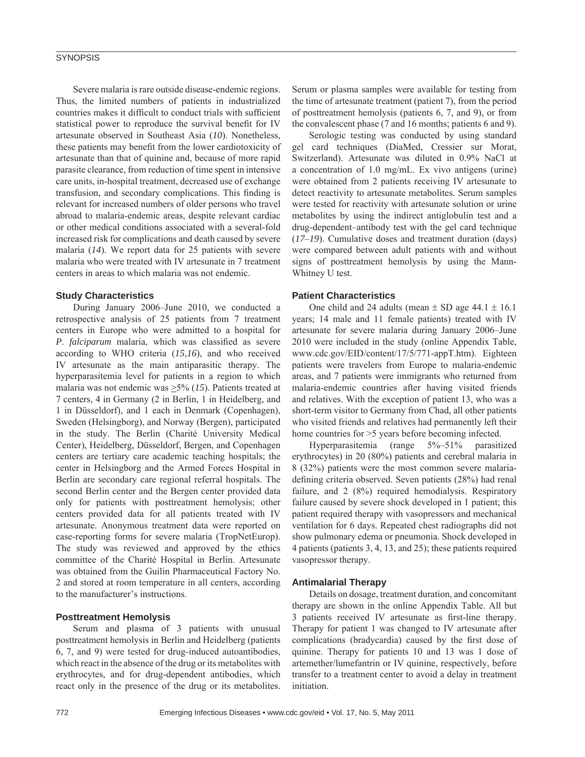Severe malaria is rare outside disease-endemic regions. Thus, the limited numbers of patients in industrialized countries makes it difficult to conduct trials with sufficient statistical power to reproduce the survival benefit for IV artesunate observed in Southeast Asia (*10*). Nonetheless, these patients may benefit from the lower cardiotoxicity of artesunate than that of quinine and, because of more rapid parasite clearance, from reduction of time spent in intensive care units, in-hospital treatment, decreased use of exchange transfusion, and secondary complications. This finding is relevant for increased numbers of older persons who travel abroad to malaria-endemic areas, despite relevant cardiac or other medical conditions associated with a several-fold increased risk for complications and death caused by severe malaria (*14*). We report data for 25 patients with severe malaria who were treated with IV artesunate in 7 treatment centers in areas to which malaria was not endemic.

### Study Characteristics

During January 2006–June 2010, we conducted a retrospective analysis of 25 patients from 7 treatment centers in Europe who were admitted to a hospital for *P. falciparum* malaria, which was classified as severe according to WHO criteria (*15*,*16*), and who received IV artesunate as the main antiparasitic therapy. The hyperparasitemia level for patients in a region to which malaria was not endemic was ≥5% (*15*). Patients treated at 7 centers, 4 in Germany (2 in Berlin, 1 in Heidelberg, and 1 in Düsseldorf), and 1 each in Denmark (Copenhagen), Sweden (Helsingborg), and Norway (Bergen), participated in the study. The Berlin (Charité University Medical Center), Heidelberg, Düsseldorf, Bergen, and Copenhagen centers are tertiary care academic teaching hospitals; the center in Helsingborg and the Armed Forces Hospital in Berlin are secondary care regional referral hospitals. The second Berlin center and the Bergen center provided data only for patients with posttreatment hemolysis; other centers provided data for all patients treated with IV artesunate. Anonymous treatment data were reported on case-reporting forms for severe malaria (TropNetEurop). The study was reviewed and approved by the ethics committee of the Charité Hospital in Berlin. Artesunate was obtained from the Guilin Pharmaceutical Factory No. 2 and stored at room temperature in all centers, according to the manufacturer's instructions.

### Posttreatment Hemolysis

Serum and plasma of 3 patients with unusual posttreatment hemolysis in Berlin and Heidelberg (patients 6, 7, and 9) were tested for drug-induced autoantibodies, which react in the absence of the drug or its metabolites with erythrocytes, and for drug-dependent antibodies, which react only in the presence of the drug or its metabolites. Serum or plasma samples were available for testing from the time of artesunate treatment (patient 7), from the period of posttreatment hemolysis (patients 6, 7, and 9), or from the convalescent phase (7 and 16 months; patients 6 and 9).

Serologic testing was conducted by using standard gel card techniques (DiaMed, Cressier sur Morat, Switzerland). Artesunate was diluted in 0.9% NaCl at a concentration of 1.0 mg/mL. Ex vivo antigens (urine) were obtained from 2 patients receiving IV artesunate to detect reactivity to artesunate metabolites. Serum samples were tested for reactivity with artesunate solution or urine metabolites by using the indirect antiglobulin test and a drug-dependent–antibody test with the gel card technique (*17*–*19*). Cumulative doses and treatment duration (days) were compared between adult patients with and without signs of posttreatment hemolysis by using the Mann-Whitney U test.

### Patient Characteristics

One child and 24 adults (mean ± SD age 44.1 ± 16.1 years; 14 male and 11 female patients) treated with IV artesunate for severe malaria during January 2006–June 2010 were included in the study (online Appendix Table, www.cdc.gov/EID/content/17/5/771-appT.htm). Eighteen patients were travelers from Europe to malaria-endemic areas, and 7 patients were immigrants who returned from malaria-endemic countries after having visited friends and relatives. With the exception of patient 13, who was a short-term visitor to Germany from Chad, all other patients who visited friends and relatives had permanently left their home countries for >5 years before becoming infected.

Hyperparasitemia (range 5%–51% parasitized erythrocytes) in 20 (80%) patients and cerebral malaria in 8 (32%) patients were the most common severe malaria-defining criteria observed. Seven patients (28%) had renal failure, and 2 (8%) required hemodialysis. Respiratory failure caused by severe shock developed in 1 patient; this patient required therapy with vasopressors and mechanical ventilation for 6 days. Repeated chest radiographs did not show pulmonary edema or pneumonia. Shock developed in 4 patients (patients 3, 4, 13, and 25); these patients required vasopressor therapy.

### Antimalarial Therapy

Details on dosage, treatment duration, and concomitant therapy are shown in the online Appendix Table. All but 3 patients received IV artesunate as first-line therapy. Therapy for patient 1 was changed to IV artesunate after complications (bradycardia) caused by the first dose of quinine. Therapy for patients 10 and 13 was 1 dose of artemether/lumefantrin or IV quinine, respectively, before transfer to a treatment center to avoid a delay in treatment initiation.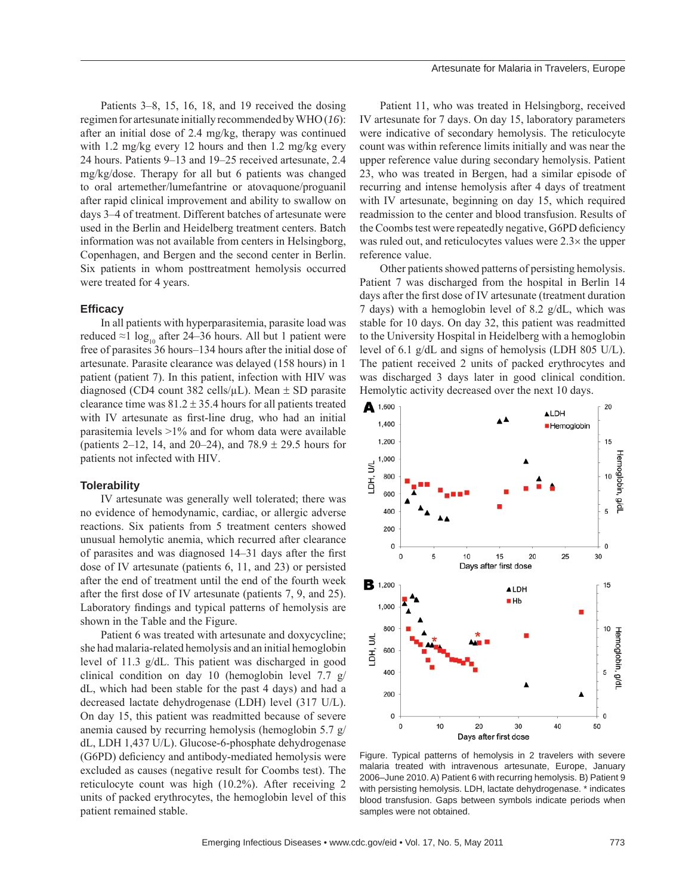Patients 3–8, 15, 16, 18, and 19 received the dosing regimen for artesunate initially recommended by WHO (*16*): after an initial dose of 2.4 mg/kg, therapy was continued with 1.2 mg/kg every 12 hours and then 1.2 mg/kg every 24 hours. Patients 9–13 and 19–25 received artesunate, 2.4 mg/kg/dose. Therapy for all but 6 patients was changed to oral artemether/lumefantrine or atovaquone/proguanil after rapid clinical improvement and ability to swallow on days 3–4 of treatment. Different batches of artesunate were used in the Berlin and Heidelberg treatment centers. Batch information was not available from centers in Helsingborg, Copenhagen, and Bergen and the second center in Berlin. Six patients in whom posttreatment hemolysis occurred were treated for 4 years.

## Efficacy

In all patients with hyperparasitemia, parasite load was reduced ≈1 $\log_{10}$ after 24–36 hours. All but 1 patient were free of parasites 36 hours–134 hours after the initial dose of artesunate. Parasite clearance was delayed (158 hours) in 1 patient (patient 7). In this patient, infection with HIV was diagnosed (CD4 count 382 cells/µL). Mean ± SD parasite clearance time was 81.2 ± 35.4 hours for all patients treated with IV artesunate as first-line drug, who had an initial parasitemia levels >1% and for whom data were available (patients 2–12, 14, and 20–24), and 78.9 ± 29.5 hours for patients not infected with HIV.

## Tolerability

IV artesunate was generally well tolerated; there was no evidence of hemodynamic, cardiac, or allergic adverse reactions. Six patients from 5 treatment centers showed unusual hemolytic anemia, which recurred after clearance of parasites and was diagnosed 14–31 days after the first dose of IV artesunate (patients 6, 11, and 23) or persisted after the end of treatment until the end of the fourth week after the first dose of IV artesunate (patients 7, 9, and 25). Laboratory findings and typical patterns of hemolysis are shown in the Table and the Figure.

Patient 6 was treated with artesunate and doxycycline; she had malaria-related hemolysis and an initial hemoglobin level of 11.3 g/dL. This patient was discharged in good clinical condition on day 10 (hemoglobin level 7.7 g/dL, which had been stable for the past 4 days) and had a decreased lactate dehydrogenase (LDH) level (317 U/L). On day 15, this patient was readmitted because of severe anemia caused by recurring hemolysis (hemoglobin 5.7 g/dL, LDH 1,437 U/L). Glucose-6-phosphate dehydrogenase (G6PD) deficiency and antibody-mediated hemolysis were excluded as causes (negative result for Coombs test). The reticulocyte count was high (10.2%). After receiving 2 units of packed erythrocytes, the hemoglobin level of this patient remained stable.

Patient 11, who was treated in Helsingborg, received IV artesunate for 7 days. On day 15, laboratory parameters were indicative of secondary hemolysis. The reticulocyte count was within reference limits initially and was near the upper reference value during secondary hemolysis. Patient 23, who was treated in Bergen, had a similar episode of recurring and intense hemolysis after 4 days of treatment with IV artesunate, beginning on day 15, which required readmission to the center and blood transfusion. Results of the Coombs test were repeatedly negative, G6PD deficiency was ruled out, and reticulocytes values were 2.3× the upper reference value.

Other patients showed patterns of persisting hemolysis. Patient 7 was discharged from the hospital in Berlin 14 days after the first dose of IV artesunate (treatment duration 7 days) with a hemoglobin level of 8.2 g/dL, which was stable for 10 days. On day 32, this patient was readmitted to the University Hospital in Heidelberg with a hemoglobin level of 6.1 g/dL and signs of hemolysis (LDH 805 U/L). The patient received 2 units of packed erythrocytes and was discharged 3 days later in good clinical condition. Hemolytic activity decreased over the next 10 days.

Figure. Typical patterns of hemolysis in 2 travelers with severe malaria treated with intravenous artesunate, Europe, January 2006–June 2010. A) Patient 6 with recurring hemolysis. B) Patient 9 with persisting hemolysis. LDH, lactate dehydrogenase. * indicates blood transfusion. Gaps between symbols indicate periods when samples were not obtained.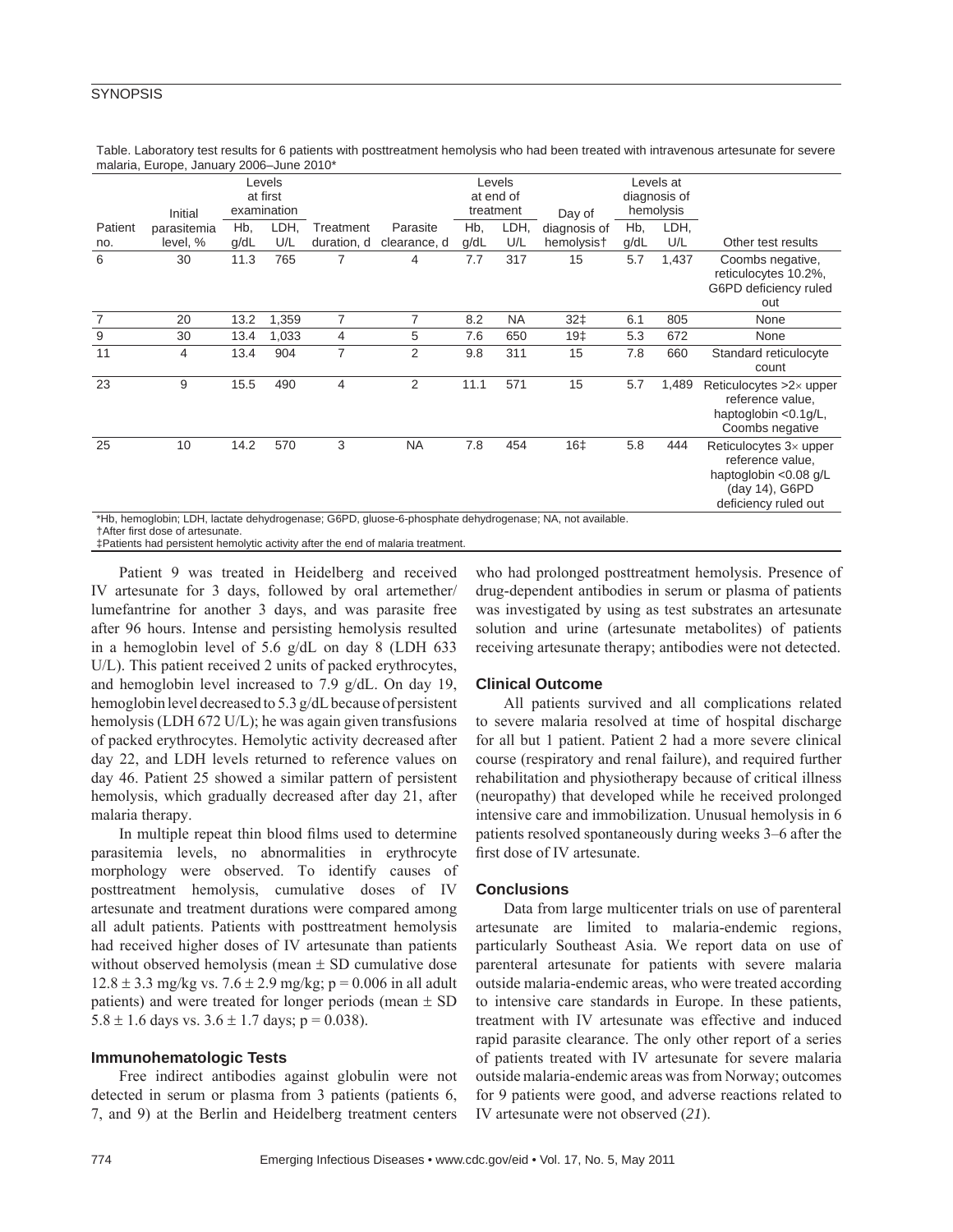Table. Laboratory test results for 6 patients with posttreatment hemolysis who had been treated with intravenous artesunate for severe malaria, Europe, January 2006–June 2010*

| Patient no. | Initial parasitemia level, % | Levels at first examination | | Treatment duration, d | Parasite clearance, d | Levels at end of treatment | | Day of diagnosis of hemolysis† | Levels at diagnosis of hemolysis | | Other test results |
|---|---|---|---|---|---|---|---|---|---|---|---|
| | | Hb, g/dL | LDH, U/L | | | Hb, g/dL | LDH, U/L | | Hb, g/dL | LDH, U/L | |
| 6 | 30 | 11.3 | 765 | 7 | 4 | 7.7 | 317 | 15 | 5.7 | 1,437 | Coombs negative, reticulocytes 10.2%, G6PD deficiency ruled out |
| 7 | 20 | 13.2 | 1,359 | 7 | 7 | 8.2 | NA | 32‡ | 6.1 | 805 | None |
| 9 | 30 | 13.4 | 1,033 | 4 | 5 | 7.6 | 650 | 19‡ | 5.3 | 672 | None |
| 11 | 4 | 13.4 | 904 | 7 | 2 | 9.8 | 311 | 15 | 7.8 | 660 | Standard reticulocyte count |
| 23 | 9 | 15.5 | 490 | 4 | 2 | 11.1 | 571 | 15 | 5.7 | 1,489 | Reticulocytes >2× upper reference value, haptoglobin <0.1g/L, Coombs negative |
| 25 | 10 | 14.2 | 570 | 3 | NA | 7.8 | 454 | 16‡ | 5.8 | 444 | Reticulocytes 3× upper reference value, haptoglobin <0.08 g/L (day 14), G6PD deficiency ruled out |

*Hb, hemoglobin; LDH, lactate dehydrogenase; G6PD, gluose-6-phosphate dehydrogenase; NA, not available.
†After first dose of artesunate.
‡Patients had persistent hemolytic activity after the end of malaria treatment.

Patient 9 was treated in Heidelberg and received IV artesunate for 3 days, followed by oral artemether/lumefantrine for another 3 days, and was parasite free after 96 hours. Intense and persisting hemolysis resulted in a hemoglobin level of 5.6 g/dL on day 8 (LDH 633 U/L). This patient received 2 units of packed erythrocytes, and hemoglobin level increased to 7.9 g/dL. On day 19, hemoglobin level decreased to 5.3 g/dL because of persistent hemolysis (LDH 672 U/L); he was again given transfusions of packed erythrocytes. Hemolytic activity decreased after day 22, and LDH levels returned to reference values on day 46. Patient 25 showed a similar pattern of persistent hemolysis, which gradually decreased after day 21, after malaria therapy.

In multiple repeat thin blood films used to determine parasitemia levels, no abnormalities in erythrocyte morphology were observed. To identify causes of posttreatment hemolysis, cumulative doses of IV artesunate and treatment durations were compared among all adult patients. Patients with posttreatment hemolysis had received higher doses of IV artesunate than patients without observed hemolysis (mean ± SD cumulative dose 12.8 ± 3.3 mg/kg vs. 7.6 ± 2.9 mg/kg; $p = 0.006$ in all adult patients) and were treated for longer periods (mean ± SD 5.8 ± 1.6 days vs. 3.6 ± 1.7 days; $p = 0.038$).

### Immunohematologic Tests

Free indirect antibodies against globulin were not detected in serum or plasma from 3 patients (patients 6, 7, and 9) at the Berlin and Heidelberg treatment centers who had prolonged posttreatment hemolysis. Presence of drug-dependent antibodies in serum or plasma of patients was investigated by using as test substrates an artesunate solution and urine (artesunate metabolites) of patients receiving artesunate therapy; antibodies were not detected.

### Clinical Outcome

All patients survived and all complications related to severe malaria resolved at time of hospital discharge for all but 1 patient. Patient 2 had a more severe clinical course (respiratory and renal failure), and required further rehabilitation and physiotherapy because of critical illness (neuropathy) that developed while he received prolonged intensive care and immobilization. Unusual hemolysis in 6 patients resolved spontaneously during weeks 3–6 after the first dose of IV artesunate.

### Conclusions

Data from large multicenter trials on use of parenteral artesunate are limited to malaria-endemic regions, particularly Southeast Asia. We report data on use of parenteral artesunate for patients with severe malaria outside malaria-endemic areas, who were treated according to intensive care standards in Europe. In these patients, treatment with IV artesunate was effective and induced rapid parasite clearance. The only other report of a series of patients treated with IV artesunate for severe malaria outside malaria-endemic areas was from Norway; outcomes for 9 patients were good, and adverse reactions related to IV artesunate were not observed (*21*).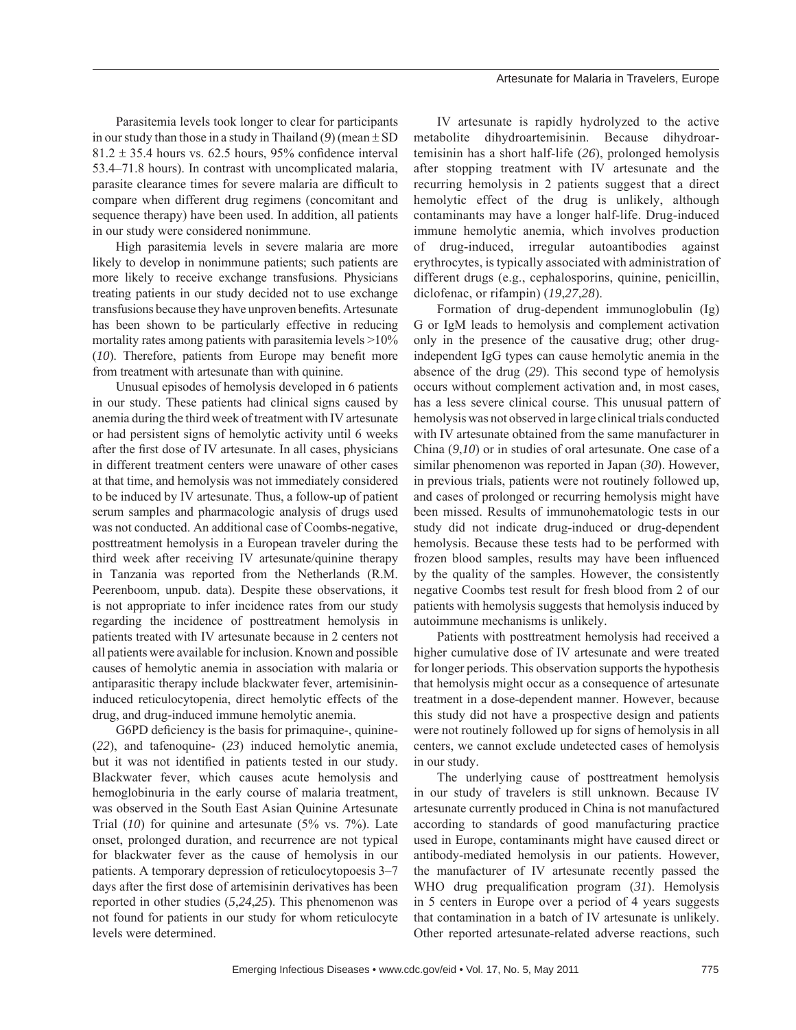Parasitemia levels took longer to clear for participants in our study than those in a study in Thailand (*9*) (mean ± SD 81.2 ± 35.4 hours vs. 62.5 hours, 95% confidence interval 53.4–71.8 hours). In contrast with uncomplicated malaria, parasite clearance times for severe malaria are difficult to compare when different drug regimens (concomitant and sequence therapy) have been used. In addition, all patients in our study were considered nonimmune.

High parasitemia levels in severe malaria are more likely to develop in nonimmune patients; such patients are more likely to receive exchange transfusions. Physicians treating patients in our study decided not to use exchange transfusions because they have unproven benefits. Artesunate has been shown to be particularly effective in reducing mortality rates among patients with parasitemia levels >10% (*10*). Therefore, patients from Europe may benefit more from treatment with artesunate than with quinine.

Unusual episodes of hemolysis developed in 6 patients in our study. These patients had clinical signs caused by anemia during the third week of treatment with IV artesunate or had persistent signs of hemolytic activity until 6 weeks after the first dose of IV artesunate. In all cases, physicians in different treatment centers were unaware of other cases at that time, and hemolysis was not immediately considered to be induced by IV artesunate. Thus, a follow-up of patient serum samples and pharmacologic analysis of drugs used was not conducted. An additional case of Coombs-negative, posttreatment hemolysis in a European traveler during the third week after receiving IV artesunate/quinine therapy in Tanzania was reported from the Netherlands (R.M. Peerenboom, unpub. data). Despite these observations, it is not appropriate to infer incidence rates from our study regarding the incidence of posttreatment hemolysis in patients treated with IV artesunate because in 2 centers not all patients were available for inclusion. Known and possible causes of hemolytic anemia in association with malaria or antiparasitic therapy include blackwater fever, artemisinin-induced reticulocytopenia, direct hemolytic effects of the drug, and drug-induced immune hemolytic anemia.

G6PD deficiency is the basis for primaquine-, quinine- (*22*), and tafenoquine- (*23*) induced hemolytic anemia, but it was not identified in patients tested in our study. Blackwater fever, which causes acute hemolysis and hemoglobinuria in the early course of malaria treatment, was observed in the South East Asian Quinine Artesunate Trial (*10*) for quinine and artesunate (5% vs. 7%). Late onset, prolonged duration, and recurrence are not typical for blackwater fever as the cause of hemolysis in our patients. A temporary depression of reticulocytopoesis 3–7 days after the first dose of artemisinin derivatives has been reported in other studies (*5*,*24*,*25*). This phenomenon was not found for patients in our study for whom reticulocyte levels were determined.

IV artesunate is rapidly hydrolyzed to the active metabolite dihydroartemisinin. Because dihydroartemisinin has a short half-life (*26*), prolonged hemolysis after stopping treatment with IV artesunate and the recurring hemolysis in 2 patients suggest that a direct hemolytic effect of the drug is unlikely, although contaminants may have a longer half-life. Drug-induced immune hemolytic anemia, which involves production of drug-induced, irregular autoantibodies against erythrocytes, is typically associated with administration of different drugs (e.g., cephalosporins, quinine, penicillin, diclofenac, or rifampin) (*19*,*27*,*28*).

Formation of drug-dependent immunoglobulin (Ig) G or IgM leads to hemolysis and complement activation only in the presence of the causative drug; other drug-independent IgG types can cause hemolytic anemia in the absence of the drug (*29*). This second type of hemolysis occurs without complement activation and, in most cases, has a less severe clinical course. This unusual pattern of hemolysis was not observed in large clinical trials conducted with IV artesunate obtained from the same manufacturer in China (*9*,*10*) or in studies of oral artesunate. One case of a similar phenomenon was reported in Japan (*30*). However, in previous trials, patients were not routinely followed up, and cases of prolonged or recurring hemolysis might have been missed. Results of immunohematologic tests in our study did not indicate drug-induced or drug-dependent hemolysis. Because these tests had to be performed with frozen blood samples, results may have been influenced by the quality of the samples. However, the consistently negative Coombs test result for fresh blood from 2 of our patients with hemolysis suggests that hemolysis induced by autoimmune mechanisms is unlikely.

Patients with posttreatment hemolysis had received a higher cumulative dose of IV artesunate and were treated for longer periods. This observation supports the hypothesis that hemolysis might occur as a consequence of artesunate treatment in a dose-dependent manner. However, because this study did not have a prospective design and patients were not routinely followed up for signs of hemolysis in all centers, we cannot exclude undetected cases of hemolysis in our study.

The underlying cause of posttreatment hemolysis in our study of travelers is still unknown. Because IV artesunate currently produced in China is not manufactured according to standards of good manufacturing practice used in Europe, contaminants might have caused direct or antibody-mediated hemolysis in our patients. However, the manufacturer of IV artesunate recently passed the WHO drug prequalification program (*31*). Hemolysis in 5 centers in Europe over a period of 4 years suggests that contamination in a batch of IV artesunate is unlikely. Other reported artesunate-related adverse reactions, such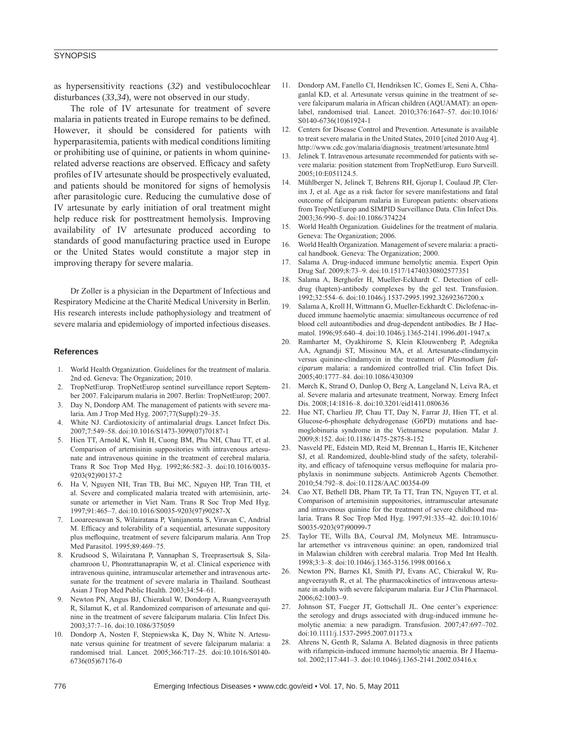as hypersensitivity reactions (*32*) and vestibulocochlear disturbances (*33*,*34*), were not observed in our study.

The role of IV artesunate for treatment of severe malaria in patients treated in Europe remains to be defined. However, it should be considered for patients with hyperparasitemia, patients with medical conditions limiting or prohibiting use of quinine, or patients in whom quinine-related adverse reactions are observed. Efficacy and safety profiles of IV artesunate should be prospectively evaluated, and patients should be monitored for signs of hemolysis after parasitologic cure. Reducing the cumulative dose of IV artesunate by early initiation of oral treatment might help reduce risk for posttreatment hemolysis. Improving availability of IV artesunate produced according to standards of good manufacturing practice used in Europe or the United States would constitute a major step in improving therapy for severe malaria.

Dr Zoller is a physician in the Department of Infectious and Respiratory Medicine at the Charité Medical University in Berlin. His research interests include pathophysiology and treatment of severe malaria and epidemiology of imported infectious diseases.

## References

1. World Health Organization. Guidelines for the treatment of malaria. 2nd ed. Geneva: The Organization; 2010.
2. TropNetEurop. TropNetEurop sentinel surveillance report September 2007. Falciparum malaria in 2007. Berlin: TropNetEurop; 2007.
3. Day N, Dondorp AM. The management of patients with severe malaria. Am J Trop Med Hyg. 2007;77(Suppl):29–35.
4. White NJ. Cardiotoxicity of antimalarial drugs. Lancet Infect Dis. 2007;7:549–58. doi:10.1016/S1473-3099(07)70187-1
5. Hien TT, Arnold K, Vinh H, Cuong BM, Phu NH, Chau TT, et al. Comparison of artemisinin suppositories with intravenous artesunate and intravenous quinine in the treatment of cerebral malaria. Trans R Soc Trop Med Hyg. 1992;86:582–3. doi:10.1016/0035-9203(92)90137-2
6. Ha V, Nguyen NH, Tran TB, Bui MC, Nguyen HP, Tran TH, et al. Severe and complicated malaria treated with artemisinin, artesunate or artemether in Viet Nam. Trans R Soc Trop Med Hyg. 1997;91:465–7. doi:10.1016/S0035-9203(97)90287-X
7. Looareesuwan S, Wilairatana P, Vanijanonta S, Viravan C, Andrial M. Efficacy and tolerability of a sequential, artesunate suppository plus mefloquine, treatment of severe falciparum malaria. Ann Trop Med Parasitol. 1995;89:469–75.
8. Krudsood S, Wilairatana P, Vannaphan S, Treeprasertsuk S, Silachamroon U, Phomrattanaprapin W, et al. Clinical experience with intravenous quinine, intramuscular artemether and intravenous artesunate for the treatment of severe malaria in Thailand. Southeast Asian J Trop Med Public Health. 2003;34:54–61.
9. Newton PN, Angus BJ, Chierakul W, Dondorp A, Ruangveerayuth R, Silamut K, et al. Randomized comparison of artesunate and quinine in the treatment of severe falciparum malaria. Clin Infect Dis. 2003;37:7–16. doi:10.1086/375059
10. Dondorp A, Nosten F, Stepniewska K, Day N, White N. Artesunate versus quinine for treatment of severe falciparum malaria: a randomised trial. Lancet. 2005;366:717–25. doi:10.1016/S0140-6736(05)67176-0
11. Dondorp AM, Fanello CI, Hendriksen IC, Gomes E, Seni A, Chhaganlal KD, et al. Artesunate versus quinine in the treatment of severe falciparum malaria in African children (AQUAMAT): an open-label, randomised trial. Lancet. 2010;376:1647–57. doi:10.1016/S0140-6736(10)61924-1
12. Centers for Disease Control and Prevention. Artesunate is available to treat severe malaria in the United States, 2010 [cited 2010 Aug 4]. http://www.cdc.gov/malaria/diagnosis_treatment/artesunate.html
13. Jelinek T. Intravenous artesunate recommended for patients with severe malaria: position statement from TropNetEurop. Euro Surveill. 2005;10:E051124.5.
14. Mühlberger N, Jelinek T, Behrens RH, Gjorup I, Coulaud JP, Clerinx J, et al. Age as a risk factor for severe manifestations and fatal outcome of falciparum malaria in European patients: observations from TropNetEurop and SIMPID Surveillance Data. Clin Infect Dis. 2003;36:990–5. doi:10.1086/374224
15. World Health Organization. Guidelines for the treatment of malaria. Geneva: The Organization; 2006.
16. World Health Organization. Management of severe malaria: a practical handbook. Geneva: The Organization; 2000.
17. Salama A. Drug-induced immune hemolytic anemia. Expert Opin Drug Saf. 2009;8:73–9. doi:10.1517/14740330802577351
18. Salama A, Berghofer H, Mueller-Eckhardt C. Detection of cell-drug (hapten)-antibody complexes by the gel test. Transfusion. 1992;32:554–6. doi:10.1046/j.1537-2995.1992.32692367200.x
19. Salama A, Kroll H, Wittmann G, Mueller-Eckhardt C. Diclofenac-induced immune haemolytic anaemia: simultaneous occurrence of red blood cell autoantibodies and drug-dependent antibodies. Br J Haematol. 1996;95:640–4. doi:10.1046/j.1365-2141.1996.d01-1947.x
20. Ramharter M, Oyakhirome S, Klein Klouwenberg P, Adegnika AA, Agnandji ST, Missinou MA, et al. Artesunate-clindamycin versus quinine-clindamycin in the treatment of *Plasmodium falciparum* malaria: a randomized controlled trial. Clin Infect Dis. 2005;40:1777–84. doi:10.1086/430309
21. Mørch K, Strand O, Dunlop O, Berg A, Langeland N, Leiva RA, et al. Severe malaria and artesunate treatment, Norway. Emerg Infect Dis. 2008;14:1816–8. doi:10.3201/eid1411.080636
22. Hue NT, Charlieu JP, Chau TT, Day N, Farrar JJ, Hien TT, et al. Glucose-6-phosphate dehydrogenase (G6PD) mutations and haemoglobinuria syndrome in the Vietnamese population. Malar J. 2009;8:152. doi:10.1186/1475-2875-8-152
23. Nasveld PE, Edstein MD, Reid M, Brennan L, Harris IE, Kitchener SJ, et al. Randomized, double-blind study of the safety, tolerability, and efficacy of tafenoquine versus mefloquine for malaria prophylaxis in nonimmune subjects. Antimicrob Agents Chemother. 2010;54:792–8. doi:10.1128/AAC.00354-09
24. Cao XT, Bethell DB, Pham TP, Ta TT, Tran TN, Nguyen TT, et al. Comparison of artemisinin suppositories, intramuscular artesunate and intravenous quinine for the treatment of severe childhood malaria. Trans R Soc Trop Med Hyg. 1997;91:335–42. doi:10.1016/S0035-9203(97)90099-7
25. Taylor TE, Wills BA, Courval JM, Molyneux ME. Intramuscular artemether vs intravenous quinine: an open, randomized trial in Malawian children with cerebral malaria. Trop Med Int Health. 1998;3:3–8. doi:10.1046/j.1365-3156.1998.00166.x
26. Newton PN, Barnes KI, Smith PJ, Evans AC, Chierakul W, Ruangveerayuth R, et al. The pharmacokinetics of intravenous artesunate in adults with severe falciparum malaria. Eur J Clin Pharmacol. 2006;62:1003–9.
27. Johnson ST, Fueger JT, Gottschall JL. One center's experience: the serology and drugs associated with drug-induced immune hemolytic anemia: a new paradigm. Transfusion. 2007;47:697–702. doi:10.1111/j.1537-2995.2007.01173.x
28. Ahrens N, Genth R, Salama A. Belated diagnosis in three patients with rifampicin-induced immune haemolytic anaemia. Br J Haematol. 2002;117:441–3. doi:10.1046/j.1365-2141.2002.03416.x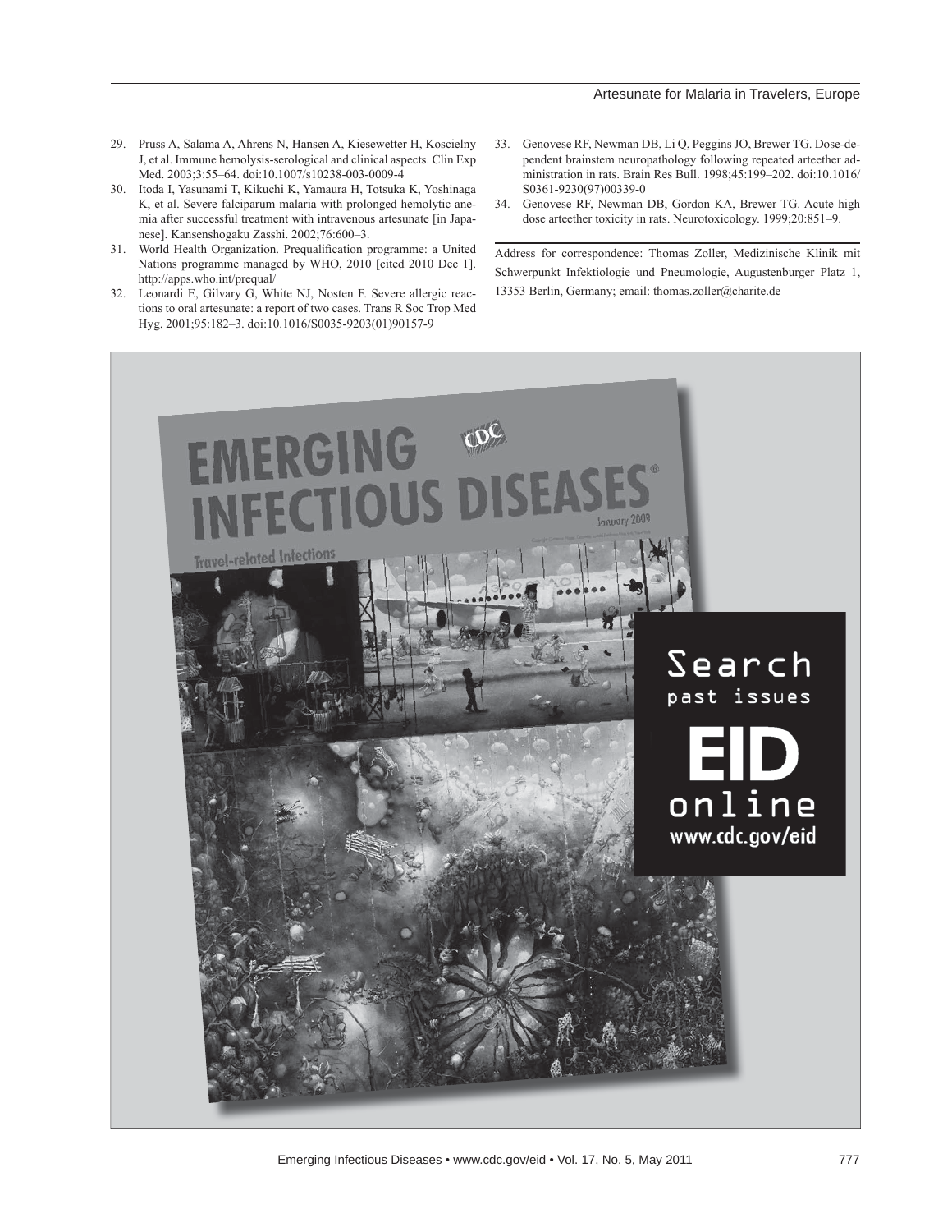29. Pruss A, Salama A, Ahrens N, Hansen A, Kiesewetter H, Koscielny J, et al. Immune hemolysis-serological and clinical aspects. Clin Exp Med. 2003;3:55–64. doi:10.1007/s10238-003-0009-4
30. Itoda I, Yasunami T, Kikuchi K, Yamaura H, Totsuka K, Yoshinaga K, et al. Severe falciparum malaria with prolonged hemolytic anemia after successful treatment with intravenous artesunate [in Japanese]. Kansenshogaku Zasshi. 2002;76:600–3.
31. World Health Organization. Prequalification programme: a United Nations programme managed by WHO, 2010 [cited 2010 Dec 1]. http://apps.who.int/prequal/
32. Leonardi E, Gilvary G, White NJ, Nosten F. Severe allergic reactions to oral artesunate: a report of two cases. Trans R Soc Trop Med Hyg. 2001;95:182–3. doi:10.1016/S0035-9203(01)90157-9
33. Genovese RF, Newman DB, Li Q, Peggins JO, Brewer TG. Dose-dependent brainstem neuropathology following repeated arteether administration in rats. Brain Res Bull. 1998;45:199–202. doi:10.1016/S0361-9230(97)00339-0
34. Genovese RF, Newman DB, Gordon KA, Brewer TG. Acute high dose arteether toxicity in rats. Neurotoxicology. 1999;20:851–9.

Address for correspondence: Thomas Zoller, Medizinische Klinik mit Schwerpunkt Infektiologie und Pneumologie, Augustenburger Platz 1, 13353 Berlin, Germany; email: thomas.zoller@charite.de

Search past issues

EID online

www.cdc.gov/eid